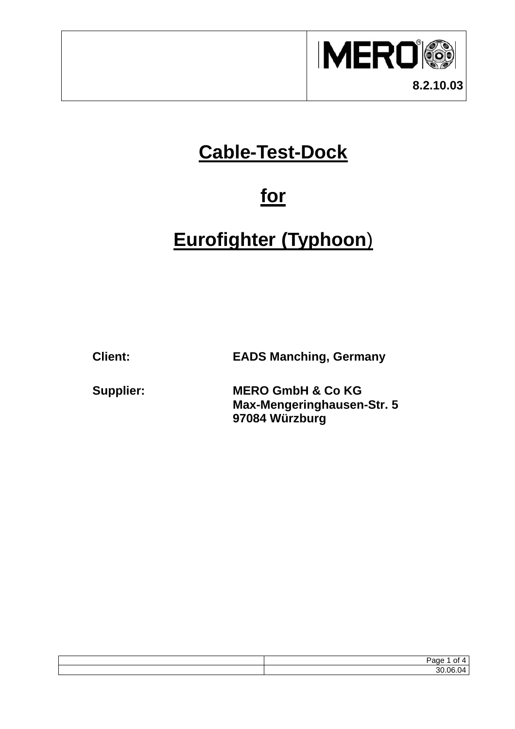MERO

8.2.10.03

# Cable-Test-Dock

# for

# Eurofighter (Typhoon)

**Client:** **EADS Manching, Germany**

**Supplier:** **MERO GmbH & Co KG**
**Max-Mengeringhausen-Str. 5**
**97084 Würzburg**

30.06.04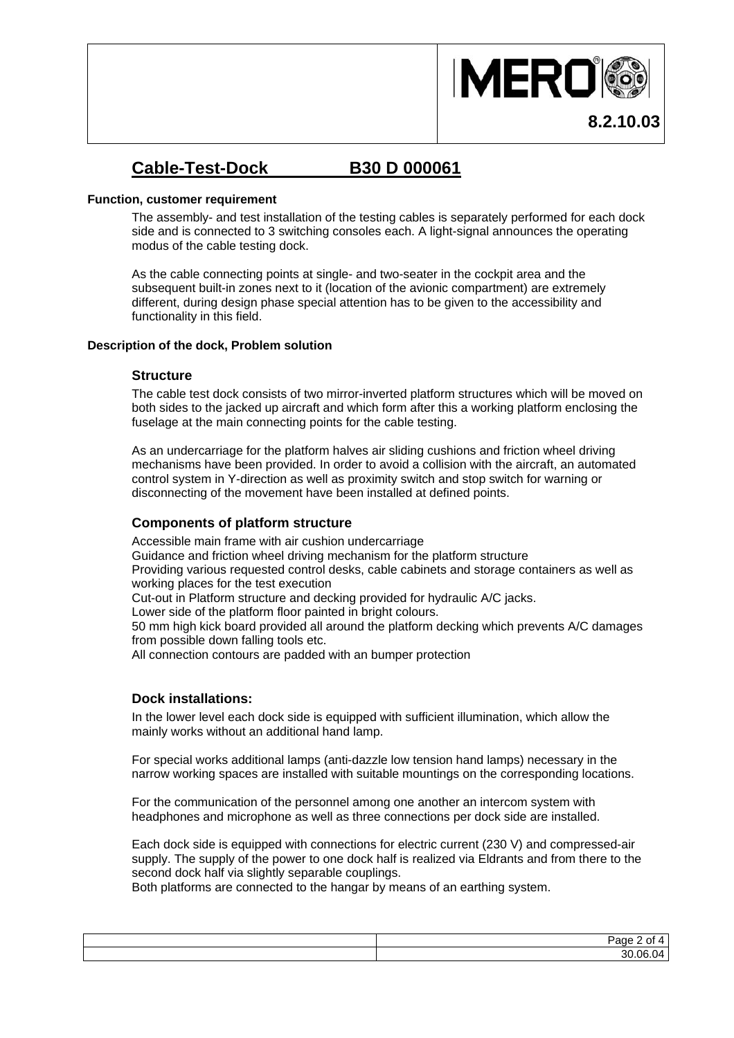# Cable-Test-Dock B30 D 000061

**Function, customer requirement**

The assembly- and test installation of the testing cables is separately performed for each dock side and is connected to 3 switching consoles each. A light-signal announces the operating modus of the cable testing dock.

As the cable connecting points at single- and two-seater in the cockpit area and the subsequent built-in zones next to it (location of the avionic compartment) are extremely different, during design phase special attention has to be given to the accessibility and functionality in this field.

**Description of the dock, Problem solution**

### Structure

The cable test dock consists of two mirror-inverted platform structures which will be moved on both sides to the jacked up aircraft and which form after this a working platform enclosing the fuselage at the main connecting points for the cable testing.

As an undercarriage for the platform halves air sliding cushions and friction wheel driving mechanisms have been provided. In order to avoid a collision with the aircraft, an automated control system in Y-direction as well as proximity switch and stop switch for warning or disconnecting of the movement have been installed at defined points.

### Components of platform structure

Accessible main frame with air cushion undercarriage
Guidance and friction wheel driving mechanism for the platform structure
Providing various requested control desks, cable cabinets and storage containers as well as working places for the test execution
Cut-out in Platform structure and decking provided for hydraulic A/C jacks.
Lower side of the platform floor painted in bright colours.
50 mm high kick board provided all around the platform decking which prevents A/C damages from possible down falling tools etc.
All connection contours are padded with an bumper protection

### Dock installations:

In the lower level each dock side is equipped with sufficient illumination, which allow the mainly works without an additional hand lamp.

For special works additional lamps (anti-dazzle low tension hand lamps) necessary in the narrow working spaces are installed with suitable mountings on the corresponding locations.

For the communication of the personnel among one another an intercom system with headphones and microphone as well as three connections per dock side are installed.

Each dock side is equipped with connections for electric current (230 V) and compressed-air supply. The supply of the power to one dock half is realized via Eldrants and from there to the second dock half via slightly separable couplings.
Both platforms are connected to the hangar by means of an earthing system.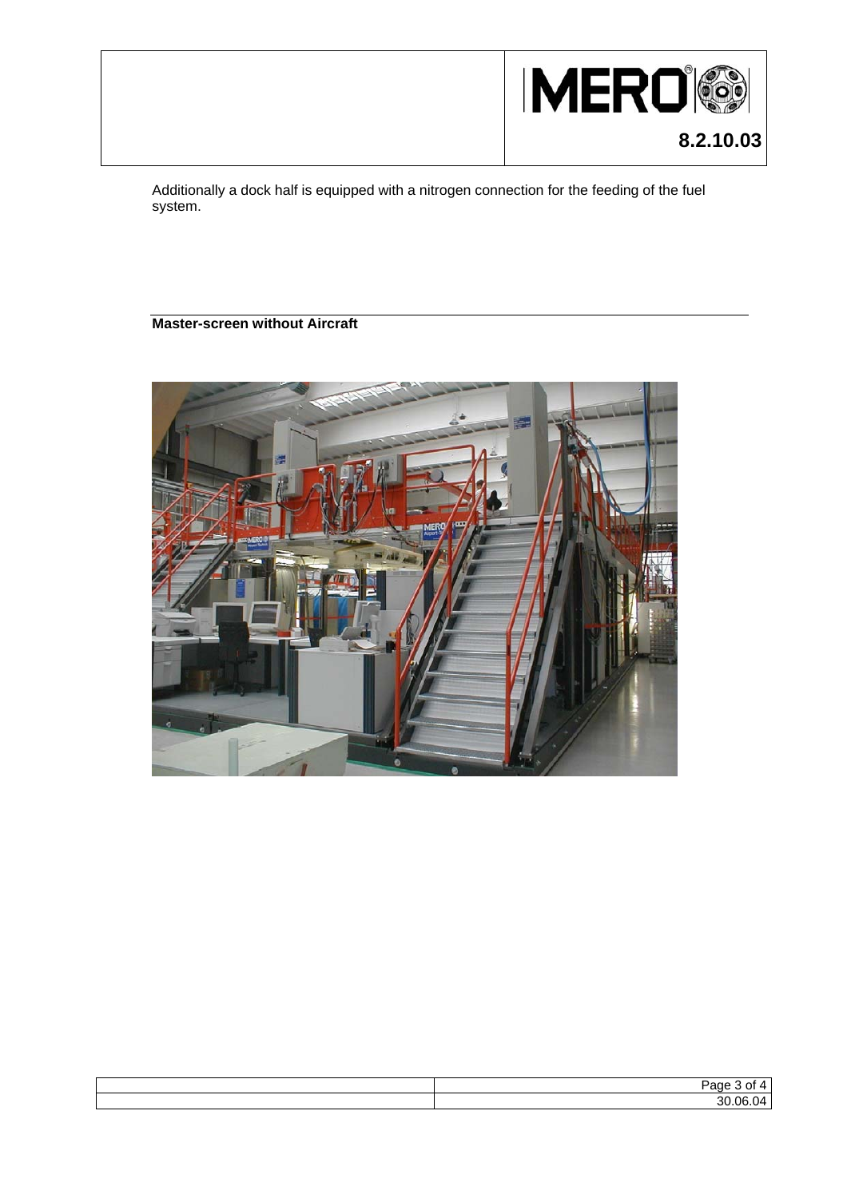Additionally a dock half is equipped with a nitrogen connection for the feeding of the fuel system.

**Master-screen without Aircraft**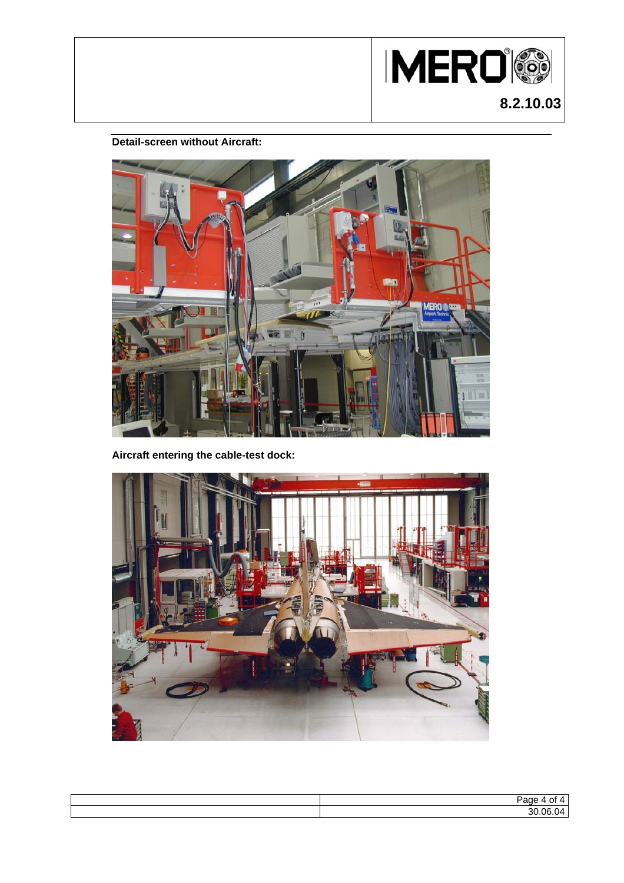**Detail-screen without Aircraft:**

**Aircraft entering the cable-test dock:**